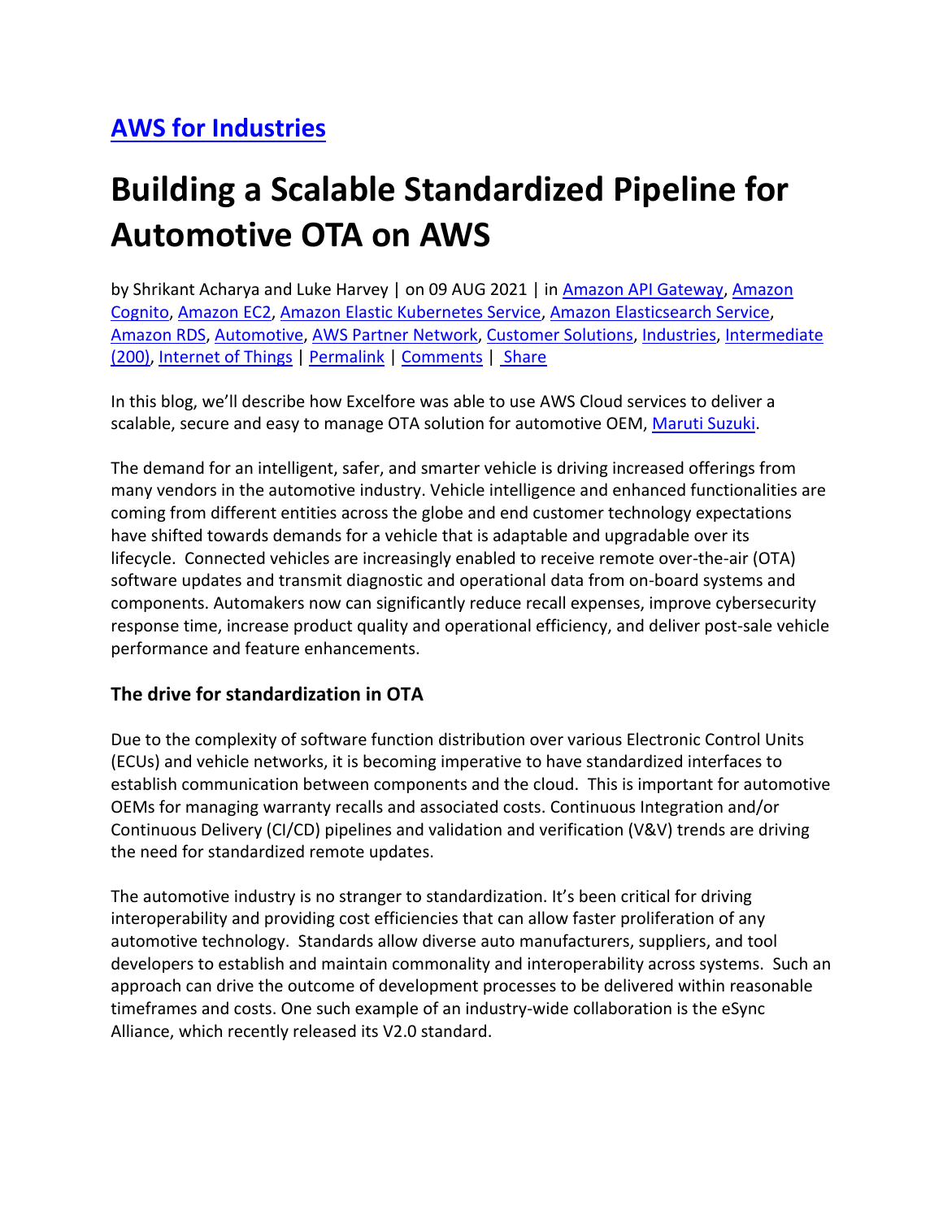## AWS for Industries

# Building a Scalable Standardized Pipeline for Automotive OTA on AWS

by Shrikant Acharya and Luke Harvey | on 09 AUG 2021 | in Amazon API Gateway, Amazon Cognito, Amazon EC2, Amazon Elastic Kubernetes Service, Amazon Elasticsearch Service, Amazon RDS, Automotive, AWS Partner Network, Customer Solutions, Industries, Intermediate (200), Internet of Things | Permalink | Comments | Share

In this blog, we'll describe how Excelfore was able to use AWS Cloud services to deliver a scalable, secure and easy to manage OTA solution for automotive OEM, Maruti Suzuki.

The demand for an intelligent, safer, and smarter vehicle is driving increased offerings from many vendors in the automotive industry. Vehicle intelligence and enhanced functionalities are coming from different entities across the globe and end customer technology expectations have shifted towards demands for a vehicle that is adaptable and upgradable over its lifecycle. Connected vehicles are increasingly enabled to receive remote over-the-air (OTA) software updates and transmit diagnostic and operational data from on-board systems and components. Automakers now can significantly reduce recall expenses, improve cybersecurity response time, increase product quality and operational efficiency, and deliver post-sale vehicle performance and feature enhancements.

### The drive for standardization in OTA

Due to the complexity of software function distribution over various Electronic Control Units (ECUs) and vehicle networks, it is becoming imperative to have standardized interfaces to establish communication between components and the cloud. This is important for automotive OEMs for managing warranty recalls and associated costs. Continuous Integration and/or Continuous Delivery (CI/CD) pipelines and validation and verification (V&V) trends are driving the need for standardized remote updates.

The automotive industry is no stranger to standardization. It's been critical for driving interoperability and providing cost efficiencies that can allow faster proliferation of any automotive technology. Standards allow diverse auto manufacturers, suppliers, and tool developers to establish and maintain commonality and interoperability across systems. Such an approach can drive the outcome of development processes to be delivered within reasonable timeframes and costs. One such example of an industry-wide collaboration is the eSync Alliance, which recently released its V2.0 standard.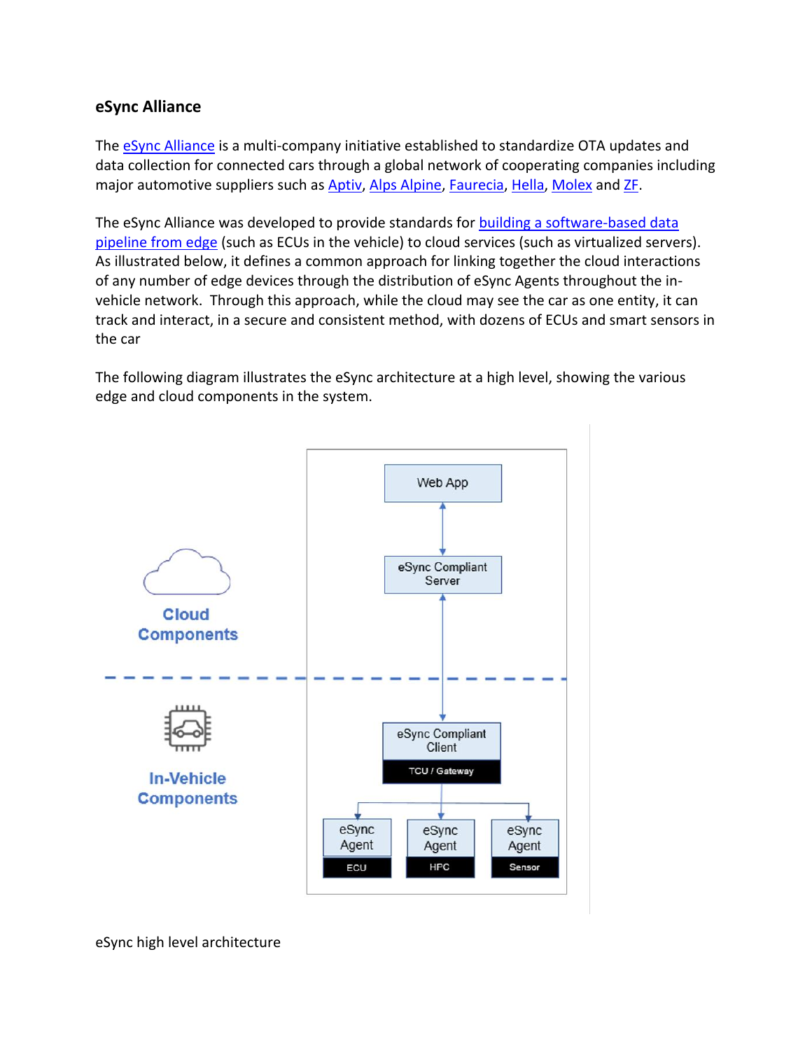## eSync Alliance

The [eSync Alliance] is a multi-company initiative established to standardize OTA updates and data collection for connected cars through a global network of cooperating companies including major automotive suppliers such as Aptiv, Alps Alpine, Faurecia, Hella, Molex and ZF.

The eSync Alliance was developed to provide standards for building a software-based data pipeline from edge (such as ECUs in the vehicle) to cloud services (such as virtualized servers). As illustrated below, it defines a common approach for linking together the cloud interactions of any number of edge devices through the distribution of eSync Agents throughout the in-vehicle network. Through this approach, while the cloud may see the car as one entity, it can track and interact, in a secure and consistent method, with dozens of ECUs and smart sensors in the car

The following diagram illustrates the eSync architecture at a high level, showing the various edge and cloud components in the system.

eSync high level architecture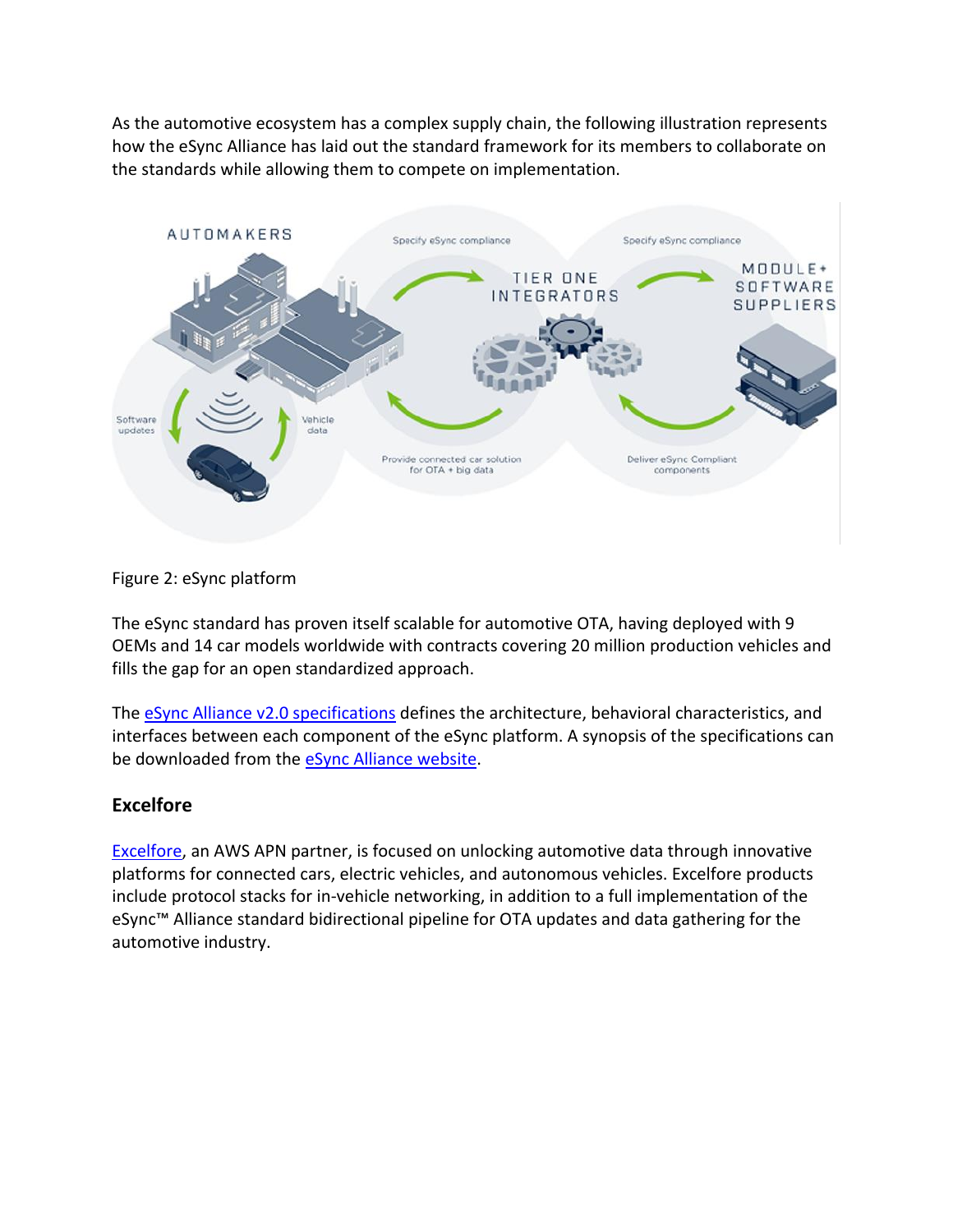As the automotive ecosystem has a complex supply chain, the following illustration represents how the eSync Alliance has laid out the standard framework for its members to collaborate on the standards while allowing them to compete on implementation.

Figure 2: eSync platform

The eSync standard has proven itself scalable for automotive OTA, having deployed with 9 OEMs and 14 car models worldwide with contracts covering 20 million production vehicles and fills the gap for an open standardized approach.

The [eSync Alliance v2.0 specifications]() defines the architecture, behavioral characteristics, and interfaces between each component of the eSync platform. A synopsis of the specifications can be downloaded from the [eSync Alliance website]().

### Excelfore

[Excelfore](), an AWS APN partner, is focused on unlocking automotive data through innovative platforms for connected cars, electric vehicles, and autonomous vehicles. Excelfore products include protocol stacks for in-vehicle networking, in addition to a full implementation of the eSync™ Alliance standard bidirectional pipeline for OTA updates and data gathering for the automotive industry.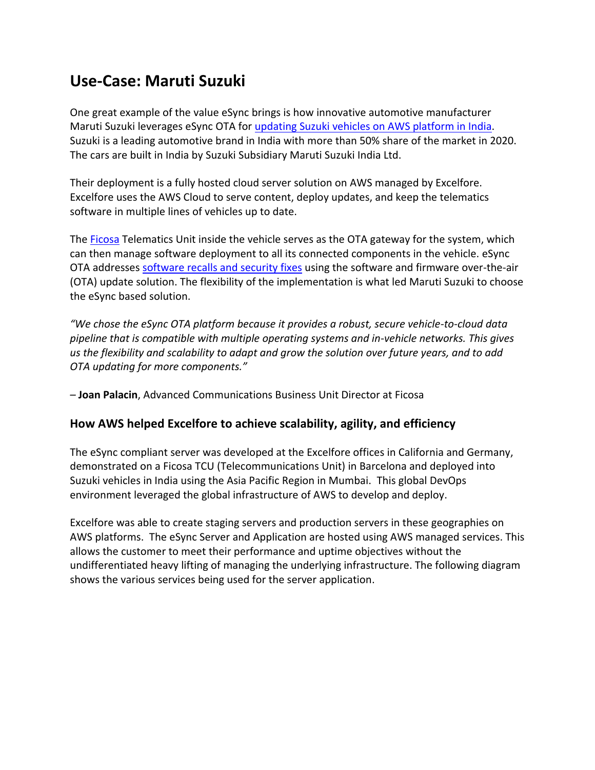# Use-Case: Maruti Suzuki

One great example of the value eSync brings is how innovative automotive manufacturer Maruti Suzuki leverages eSync OTA for updating Suzuki vehicles on AWS platform in India. Suzuki is a leading automotive brand in India with more than 50% share of the market in 2020. The cars are built in India by Suzuki Subsidiary Maruti Suzuki India Ltd.

Their deployment is a fully hosted cloud server solution on AWS managed by Excelfore. Excelfore uses the AWS Cloud to serve content, deploy updates, and keep the telematics software in multiple lines of vehicles up to date.

The Ficosa Telematics Unit inside the vehicle serves as the OTA gateway for the system, which can then manage software deployment to all its connected components in the vehicle. eSync OTA addresses software recalls and security fixes using the software and firmware over-the-air (OTA) update solution. The flexibility of the implementation is what led Maruti Suzuki to choose the eSync based solution.

*"We chose the eSync OTA platform because it provides a robust, secure vehicle-to-cloud data pipeline that is compatible with multiple operating systems and in-vehicle networks. This gives us the flexibility and scalability to adapt and grow the solution over future years, and to add OTA updating for more components."*

– **Joan Palacin**, Advanced Communications Business Unit Director at Ficosa

## How AWS helped Excelfore to achieve scalability, agility, and efficiency

The eSync compliant server was developed at the Excelfore offices in California and Germany, demonstrated on a Ficosa TCU (Telecommunications Unit) in Barcelona and deployed into Suzuki vehicles in India using the Asia Pacific Region in Mumbai. This global DevOps environment leveraged the global infrastructure of AWS to develop and deploy.

Excelfore was able to create staging servers and production servers in these geographies on AWS platforms. The eSync Server and Application are hosted using AWS managed services. This allows the customer to meet their performance and uptime objectives without the undifferentiated heavy lifting of managing the underlying infrastructure. The following diagram shows the various services being used for the server application.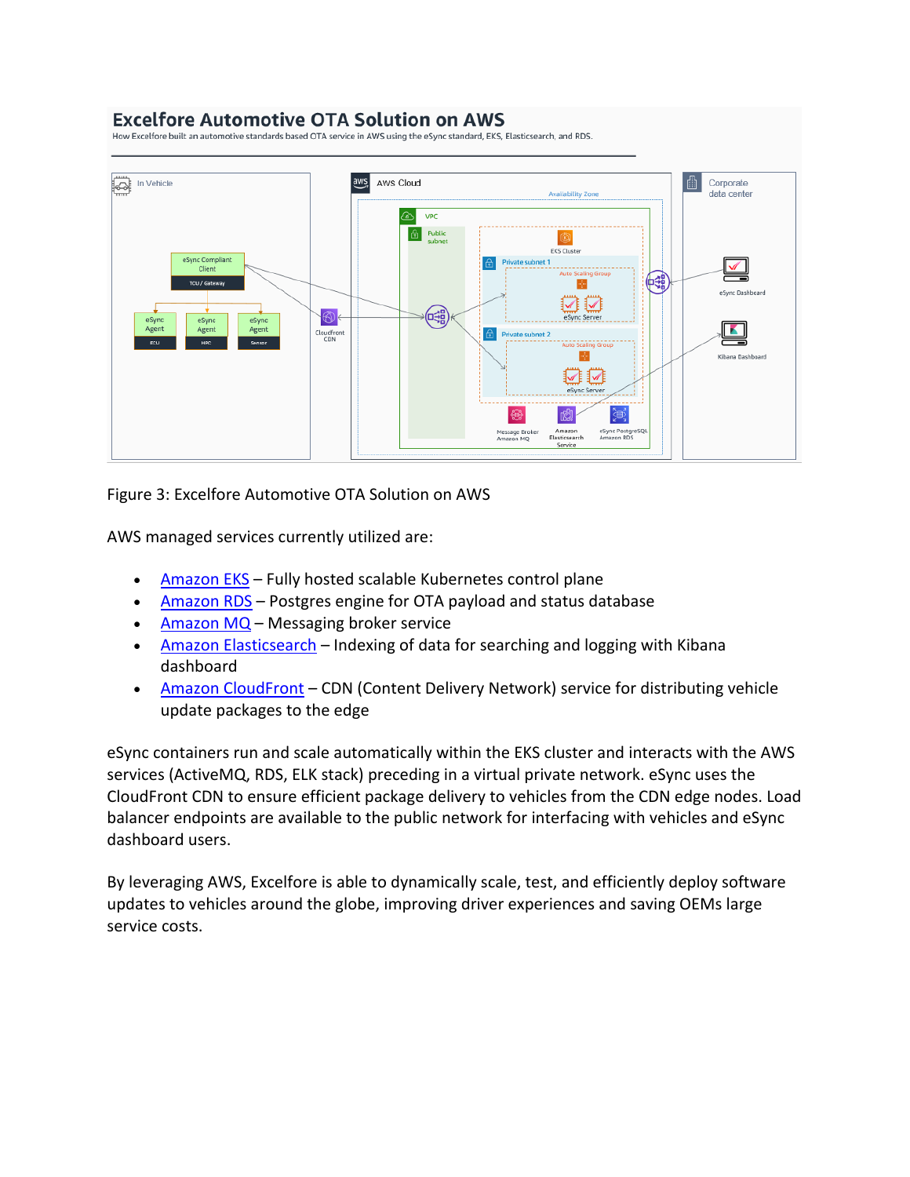Figure 3: Excelfore Automotive OTA Solution on AWS

AWS managed services currently utilized are:

- Amazon EKS – Fully hosted scalable Kubernetes control plane
- Amazon RDS – Postgres engine for OTA payload and status database
- Amazon MQ – Messaging broker service
- Amazon Elasticsearch – Indexing of data for searching and logging with Kibana dashboard
- Amazon CloudFront – CDN (Content Delivery Network) service for distributing vehicle update packages to the edge

eSync containers run and scale automatically within the EKS cluster and interacts with the AWS services (ActiveMQ, RDS, ELK stack) preceding in a virtual private network. eSync uses the CloudFront CDN to ensure efficient package delivery to vehicles from the CDN edge nodes. Load balancer endpoints are available to the public network for interfacing with vehicles and eSync dashboard users.

By leveraging AWS, Excelfore is able to dynamically scale, test, and efficiently deploy software updates to vehicles around the globe, improving driver experiences and saving OEMs large service costs.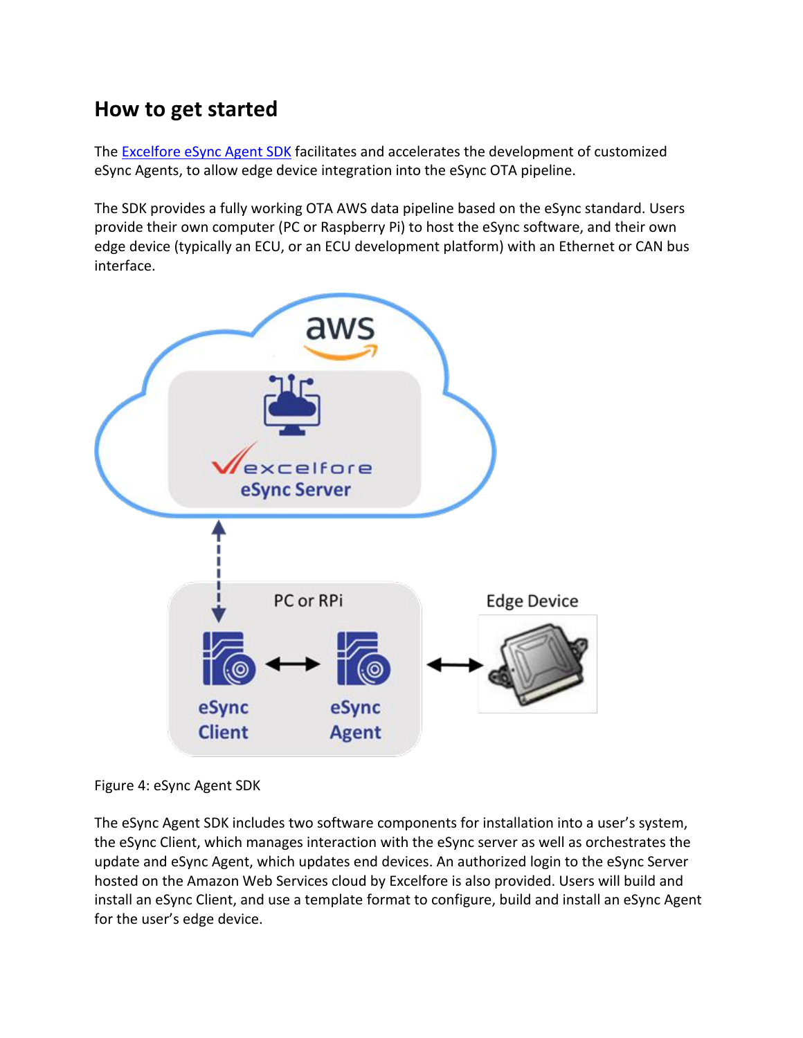## How to get started

The Excelfore eSync Agent SDK facilitates and accelerates the development of customized eSync Agents, to allow edge device integration into the eSync OTA pipeline.

The SDK provides a fully working OTA AWS data pipeline based on the eSync standard. Users provide their own computer (PC or Raspberry Pi) to host the eSync software, and their own edge device (typically an ECU, or an ECU development platform) with an Ethernet or CAN bus interface.

Figure 4: eSync Agent SDK

The eSync Agent SDK includes two software components for installation into a user's system, the eSync Client, which manages interaction with the eSync server as well as orchestrates the update and eSync Agent, which updates end devices. An authorized login to the eSync Server hosted on the Amazon Web Services cloud by Excelfore is also provided. Users will build and install an eSync Client, and use a template format to configure, build and install an eSync Agent for the user's edge device.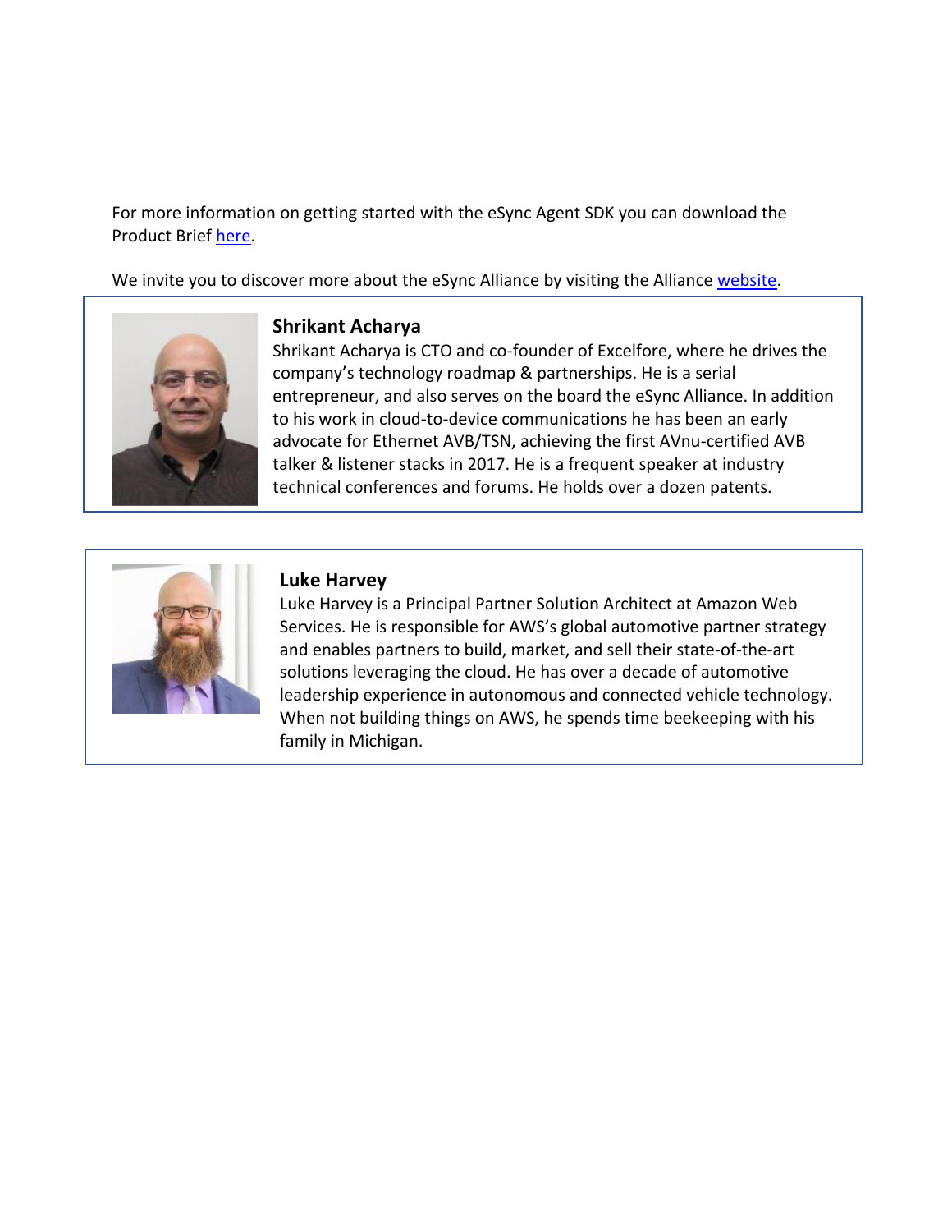For more information on getting started with the eSync Agent SDK you can download the Product Brief here.

We invite you to discover more about the eSync Alliance by visiting the Alliance website.

**Shrikant Acharya**

Shrikant Acharya is CTO and co-founder of Excelfore, where he drives the company's technology roadmap & partnerships. He is a serial entrepreneur, and also serves on the board the eSync Alliance. In addition to his work in cloud-to-device communications he has been an early advocate for Ethernet AVB/TSN, achieving the first AVnu-certified AVB talker & listener stacks in 2017. He is a frequent speaker at industry technical conferences and forums. He holds over a dozen patents.

**Luke Harvey**

Luke Harvey is a Principal Partner Solution Architect at Amazon Web Services. He is responsible for AWS's global automotive partner strategy and enables partners to build, market, and sell their state-of-the-art solutions leveraging the cloud. He has over a decade of automotive leadership experience in autonomous and connected vehicle technology. When not building things on AWS, he spends time beekeeping with his family in Michigan.